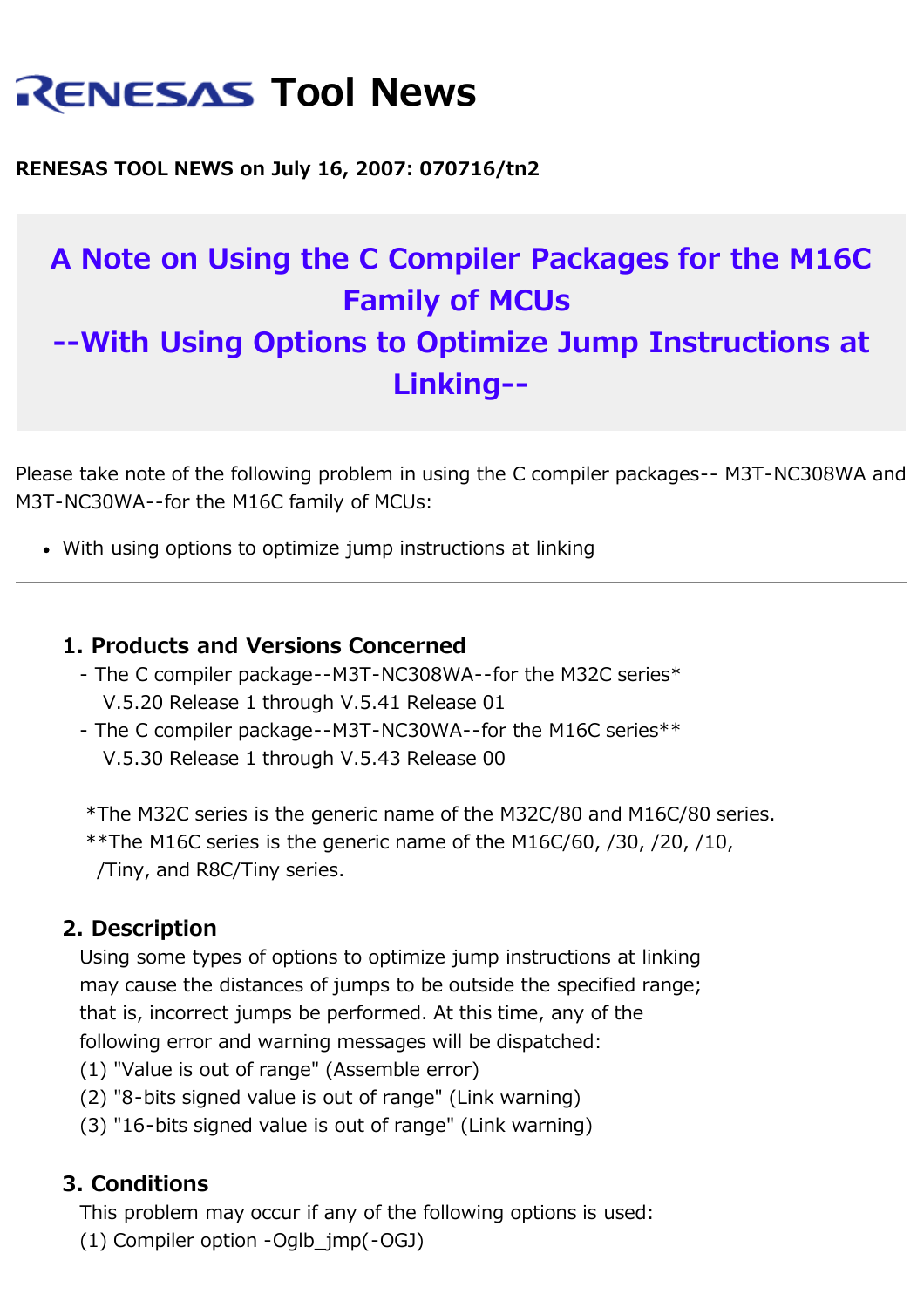# RENESAS Tool News

**RENESAS TOOL NEWS on July 16, 2007: 070716/tn2**

## A Note on Using the C Compiler Packages for the M16C Family of MCUs --With Using Options to Optimize Jump Instructions at Linking--

Please take note of the following problem in using the C compiler packages-- M3T-NC308WA and M3T-NC30WA--for the M16C family of MCUs:

- With using options to optimize jump instructions at linking

---

### 1. Products and Versions Concerned

- The C compiler package--M3T-NC308WA--for the M32C series*
  V.5.20 Release 1 through V.5.41 Release 01
- The C compiler package--M3T-NC30WA--for the M16C series**
  V.5.30 Release 1 through V.5.43 Release 00

*The M32C series is the generic name of the M32C/80 and M16C/80 series.
**The M16C series is the generic name of the M16C/60, /30, /20, /10, /Tiny, and R8C/Tiny series.

### 2. Description

Using some types of options to optimize jump instructions at linking may cause the distances of jumps to be outside the specified range; that is, incorrect jumps be performed. At this time, any of the following error and warning messages will be dispatched:
(1) "Value is out of range" (Assemble error)
(2) "8-bits signed value is out of range" (Link warning)
(3) "16-bits signed value is out of range" (Link warning)

### 3. Conditions

This problem may occur if any of the following options is used:
(1) Compiler option -Oglb_jmp(-OGJ)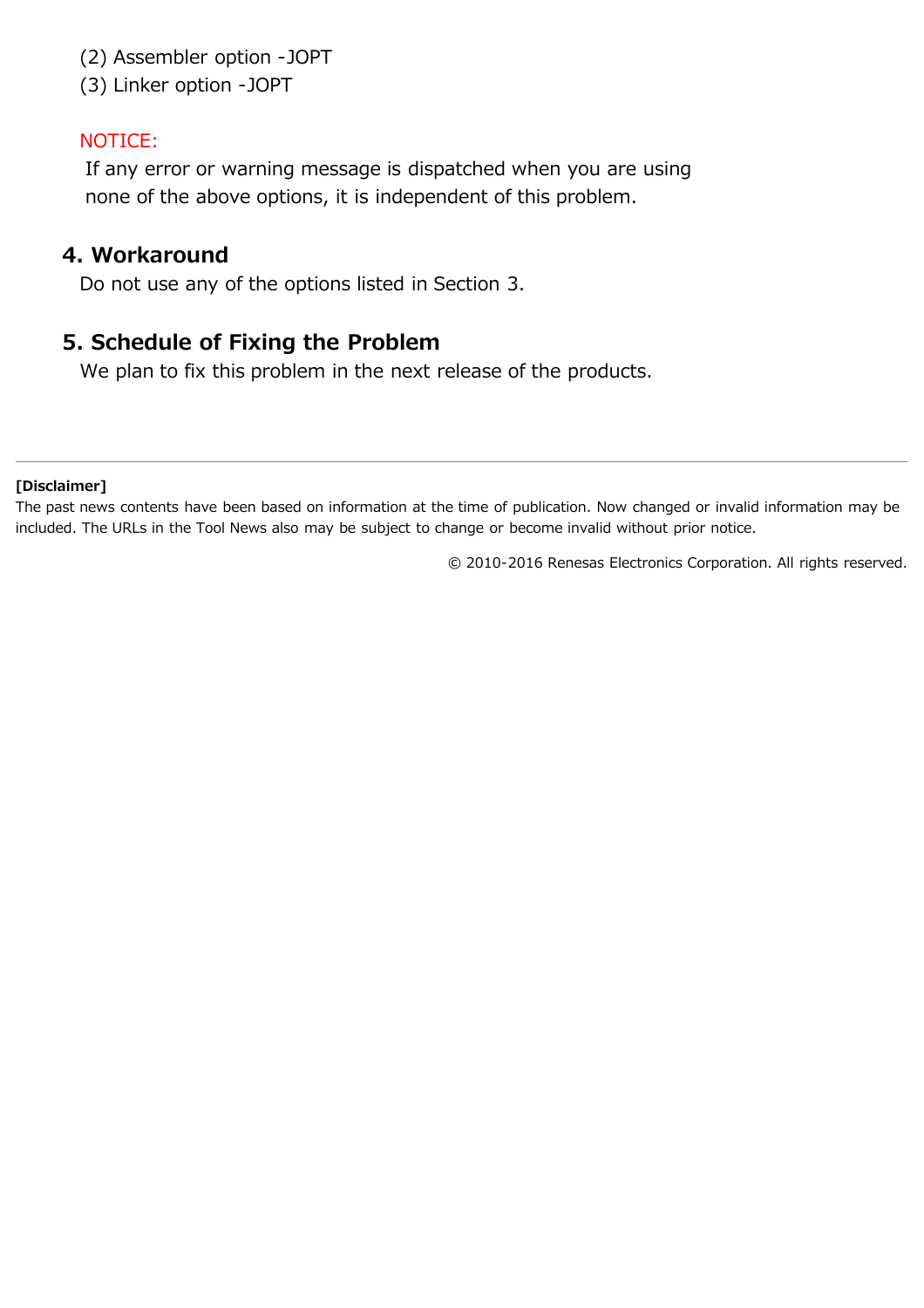(2) Assembler option -JOPT
(3) Linker option -JOPT

NOTICE:
If any error or warning message is dispatched when you are using none of the above options, it is independent of this problem.

## 4. Workaround

Do not use any of the options listed in Section 3.

## 5. Schedule of Fixing the Problem

We plan to fix this problem in the next release of the products.

---

**[Disclaimer]**
The past news contents have been based on information at the time of publication. Now changed or invalid information may be included. The URLs in the Tool News also may be subject to change or become invalid without prior notice.

© 2010-2016 Renesas Electronics Corporation. All rights reserved.